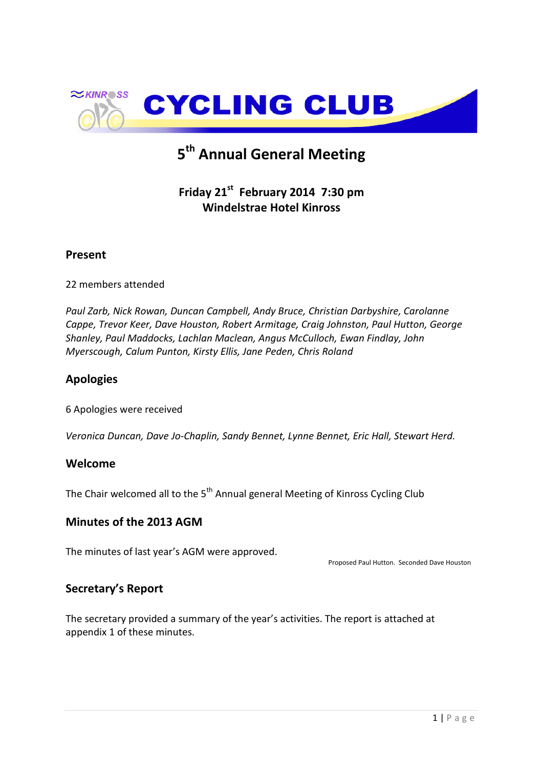# KINROSS CYCLING CLUB

## 5th Annual General Meeting

**Friday 21st February 2014 7:30 pm**
**Windelstrae Hotel Kinross**

### Present

22 members attended

*Paul Zarb, Nick Rowan, Duncan Campbell, Andy Bruce, Christian Darbyshire, Carolanne Cappe, Trevor Keer, Dave Houston, Robert Armitage, Craig Johnston, Paul Hutton, George Shanley, Paul Maddocks, Lachlan Maclean, Angus McCulloch, Ewan Findlay, John Myerscough, Calum Punton, Kirsty Ellis, Jane Peden, Chris Roland*

### Apologies

6 Apologies were received

*Veronica Duncan, Dave Jo-Chaplin, Sandy Bennet, Lynne Bennet, Eric Hall, Stewart Herd.*

### Welcome

The Chair welcomed all to the 5th Annual general Meeting of Kinross Cycling Club

### Minutes of the 2013 AGM

The minutes of last year's AGM were approved.

Proposed Paul Hutton. Seconded Dave Houston

### Secretary's Report

The secretary provided a summary of the year's activities. The report is attached at appendix 1 of these minutes.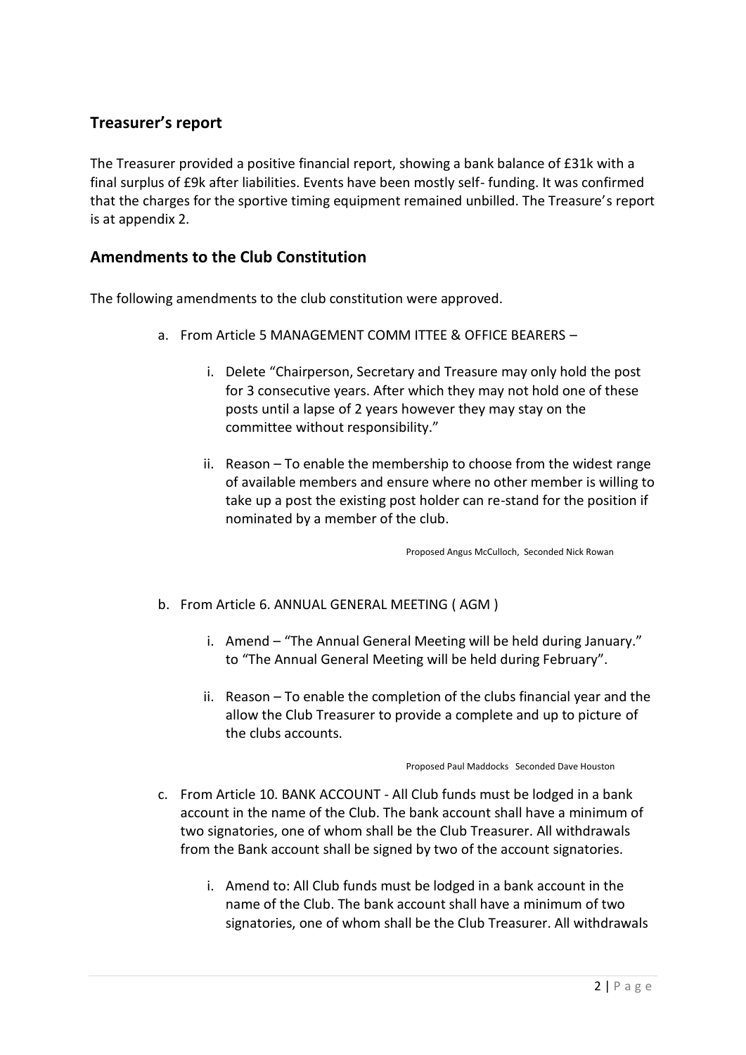## Treasurer's report

The Treasurer provided a positive financial report, showing a bank balance of £31k with a final surplus of £9k after liabilities. Events have been mostly self- funding. It was confirmed that the charges for the sportive timing equipment remained unbilled. The Treasure's report is at appendix 2.

## Amendments to the Club Constitution

The following amendments to the club constitution were approved.

a. From Article 5 MANAGEMENT COMM ITTEE & OFFICE BEARERS –

    i. Delete "Chairperson, Secretary and Treasure may only hold the post for 3 consecutive years. After which they may not hold one of these posts until a lapse of 2 years however they may stay on the committee without responsibility."

    ii. Reason – To enable the membership to choose from the widest range of available members and ensure where no other member is willing to take up a post the existing post holder can re-stand for the position if nominated by a member of the club.

Proposed Angus McCulloch, Seconded Nick Rowan

b. From Article 6. ANNUAL GENERAL MEETING ( AGM )

    i. Amend – "The Annual General Meeting will be held during January." to "The Annual General Meeting will be held during February".

    ii. Reason – To enable the completion of the clubs financial year and the allow the Club Treasurer to provide a complete and up to picture of the clubs accounts.

Proposed Paul Maddocks Seconded Dave Houston

c. From Article 10. BANK ACCOUNT - All Club funds must be lodged in a bank account in the name of the Club. The bank account shall have a minimum of two signatories, one of whom shall be the Club Treasurer. All withdrawals from the Bank account shall be signed by two of the account signatories.

    i. Amend to: All Club funds must be lodged in a bank account in the name of the Club. The bank account shall have a minimum of two signatories, one of whom shall be the Club Treasurer. All withdrawals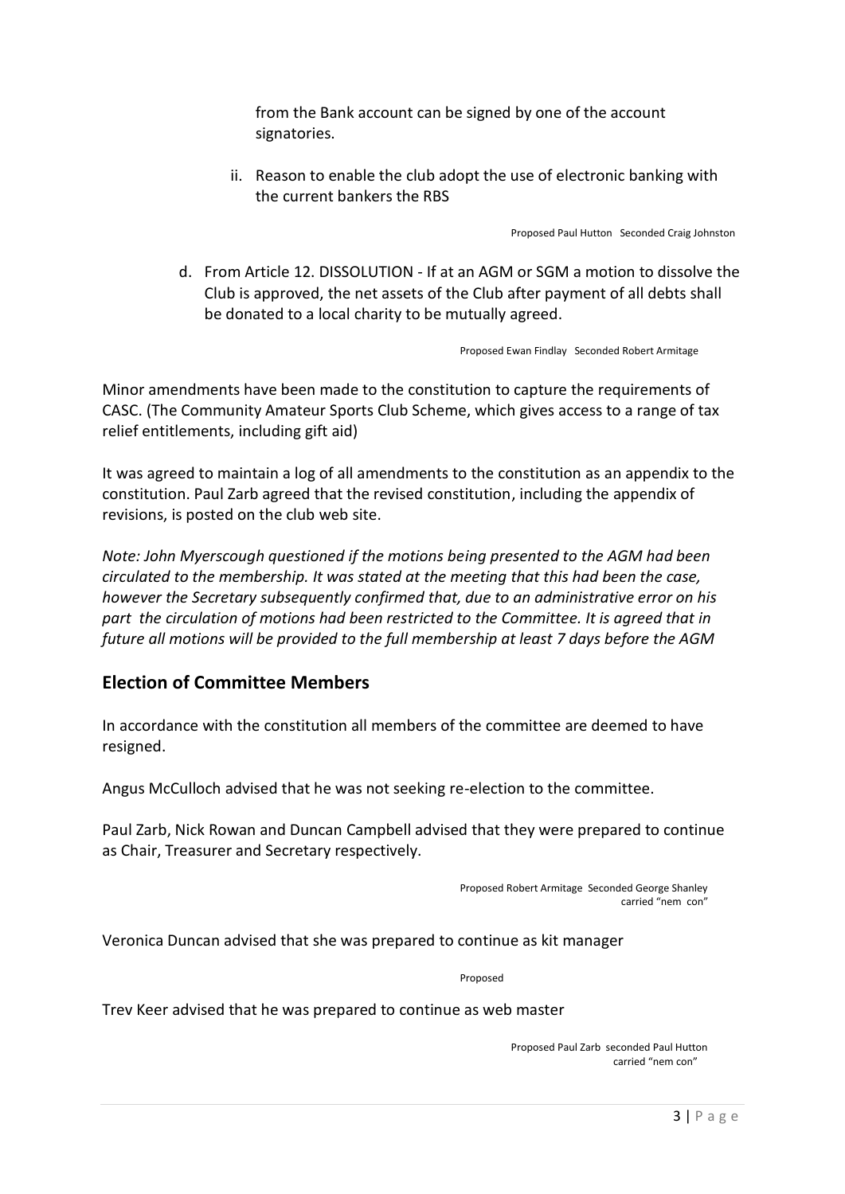from the Bank account can be signed by one of the account signatories.

ii. Reason to enable the club adopt the use of electronic banking with the current bankers the RBS

Proposed Paul Hutton Seconded Craig Johnston

d. From Article 12. DISSOLUTION - If at an AGM or SGM a motion to dissolve the Club is approved, the net assets of the Club after payment of all debts shall be donated to a local charity to be mutually agreed.

Proposed Ewan Findlay Seconded Robert Armitage

Minor amendments have been made to the constitution to capture the requirements of CASC. (The Community Amateur Sports Club Scheme, which gives access to a range of tax relief entitlements, including gift aid)

It was agreed to maintain a log of all amendments to the constitution as an appendix to the constitution. Paul Zarb agreed that the revised constitution, including the appendix of revisions, is posted on the club web site.

*Note: John Myerscough questioned if the motions being presented to the AGM had been circulated to the membership. It was stated at the meeting that this had been the case, however the Secretary subsequently confirmed that, due to an administrative error on his part the circulation of motions had been restricted to the Committee. It is agreed that in future all motions will be provided to the full membership at least 7 days before the AGM*

## Election of Committee Members

In accordance with the constitution all members of the committee are deemed to have resigned.

Angus McCulloch advised that he was not seeking re-election to the committee.

Paul Zarb, Nick Rowan and Duncan Campbell advised that they were prepared to continue as Chair, Treasurer and Secretary respectively.

Proposed Robert Armitage Seconded George Shanley
carried "nem con"

Veronica Duncan advised that she was prepared to continue as kit manager

Proposed

Trev Keer advised that he was prepared to continue as web master

Proposed Paul Zarb seconded Paul Hutton
carried "nem con"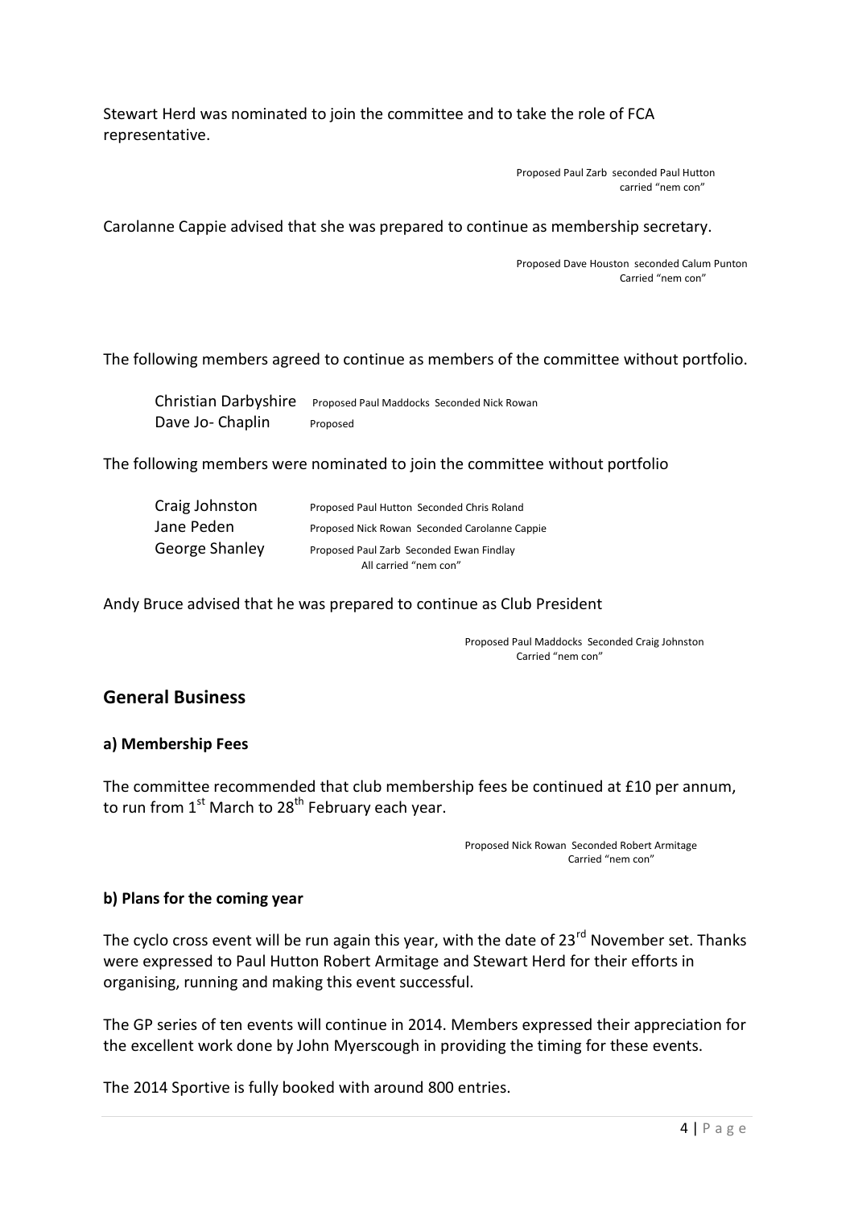Stewart Herd was nominated to join the committee and to take the role of FCA representative.

Proposed Paul Zarb seconded Paul Hutton
carried "nem con"

Carolanne Cappie advised that she was prepared to continue as membership secretary.

Proposed Dave Houston seconded Calum Punton
Carried "nem con"

The following members agreed to continue as members of the committee without portfolio.

| | |
|---|---|
| Christian Darbyshire | Proposed Paul Maddocks Seconded Nick Rowan |
| Dave Jo- Chaplin | Proposed |

The following members were nominated to join the committee without portfolio

| | |
|---|---|
| Craig Johnston | Proposed Paul Hutton Seconded Chris Roland |
| Jane Peden | Proposed Nick Rowan Seconded Carolanne Cappie |
| George Shanley | Proposed Paul Zarb Seconded Ewan Findlay |

All carried "nem con"

Andy Bruce advised that he was prepared to continue as Club President

Proposed Paul Maddocks Seconded Craig Johnston
Carried "nem con"

## General Business

### a) Membership Fees

The committee recommended that club membership fees be continued at £10 per annum, to run from 1st March to 28th February each year.

Proposed Nick Rowan Seconded Robert Armitage
Carried "nem con"

### b) Plans for the coming year

The cyclo cross event will be run again this year, with the date of 23rd November set. Thanks were expressed to Paul Hutton Robert Armitage and Stewart Herd for their efforts in organising, running and making this event successful.

The GP series of ten events will continue in 2014. Members expressed their appreciation for the excellent work done by John Myerscough in providing the timing for these events.

The 2014 Sportive is fully booked with around 800 entries.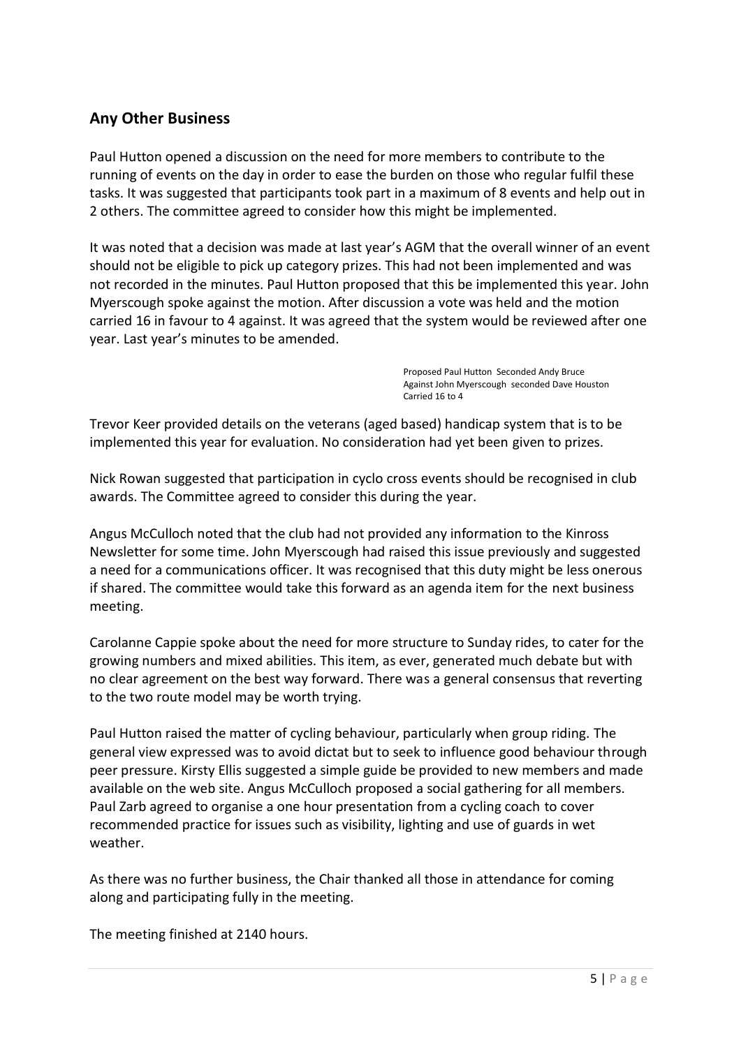## Any Other Business

Paul Hutton opened a discussion on the need for more members to contribute to the running of events on the day in order to ease the burden on those who regular fulfil these tasks. It was suggested that participants took part in a maximum of 8 events and help out in 2 others. The committee agreed to consider how this might be implemented.

It was noted that a decision was made at last year's AGM that the overall winner of an event should not be eligible to pick up category prizes. This had not been implemented and was not recorded in the minutes. Paul Hutton proposed that this be implemented this year. John Myerscough spoke against the motion. After discussion a vote was held and the motion carried 16 in favour to 4 against. It was agreed that the system would be reviewed after one year. Last year's minutes to be amended.

Proposed Paul Hutton Seconded Andy Bruce
Against John Myerscough seconded Dave Houston
Carried 16 to 4

Trevor Keer provided details on the veterans (aged based) handicap system that is to be implemented this year for evaluation. No consideration had yet been given to prizes.

Nick Rowan suggested that participation in cyclo cross events should be recognised in club awards. The Committee agreed to consider this during the year.

Angus McCulloch noted that the club had not provided any information to the Kinross Newsletter for some time. John Myerscough had raised this issue previously and suggested a need for a communications officer. It was recognised that this duty might be less onerous if shared. The committee would take this forward as an agenda item for the next business meeting.

Carolanne Cappie spoke about the need for more structure to Sunday rides, to cater for the growing numbers and mixed abilities. This item, as ever, generated much debate but with no clear agreement on the best way forward. There was a general consensus that reverting to the two route model may be worth trying.

Paul Hutton raised the matter of cycling behaviour, particularly when group riding. The general view expressed was to avoid dictat but to seek to influence good behaviour through peer pressure. Kirsty Ellis suggested a simple guide be provided to new members and made available on the web site. Angus McCulloch proposed a social gathering for all members. Paul Zarb agreed to organise a one hour presentation from a cycling coach to cover recommended practice for issues such as visibility, lighting and use of guards in wet weather.

As there was no further business, the Chair thanked all those in attendance for coming along and participating fully in the meeting.

The meeting finished at 2140 hours.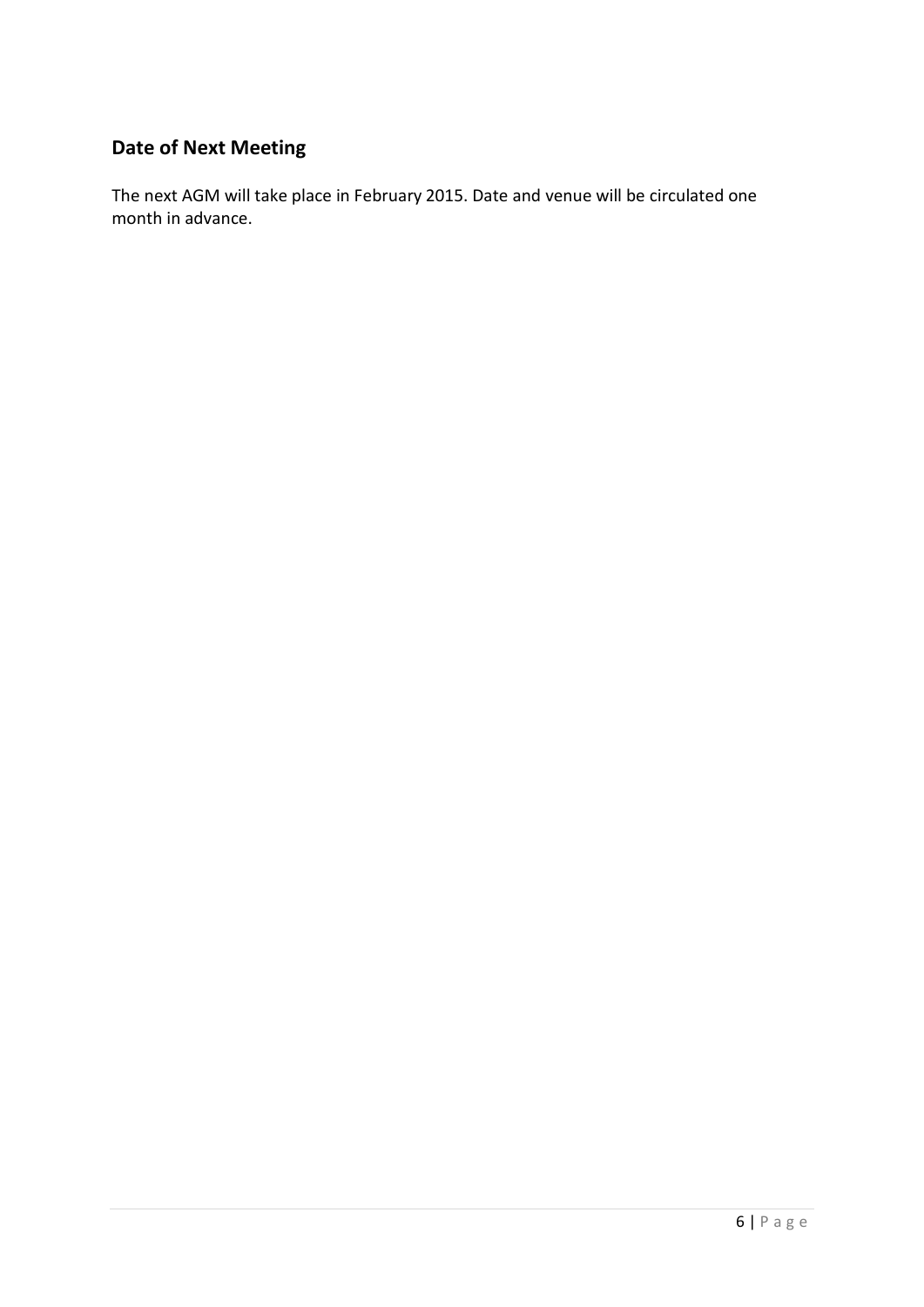## Date of Next Meeting

The next AGM will take place in February 2015. Date and venue will be circulated one month in advance.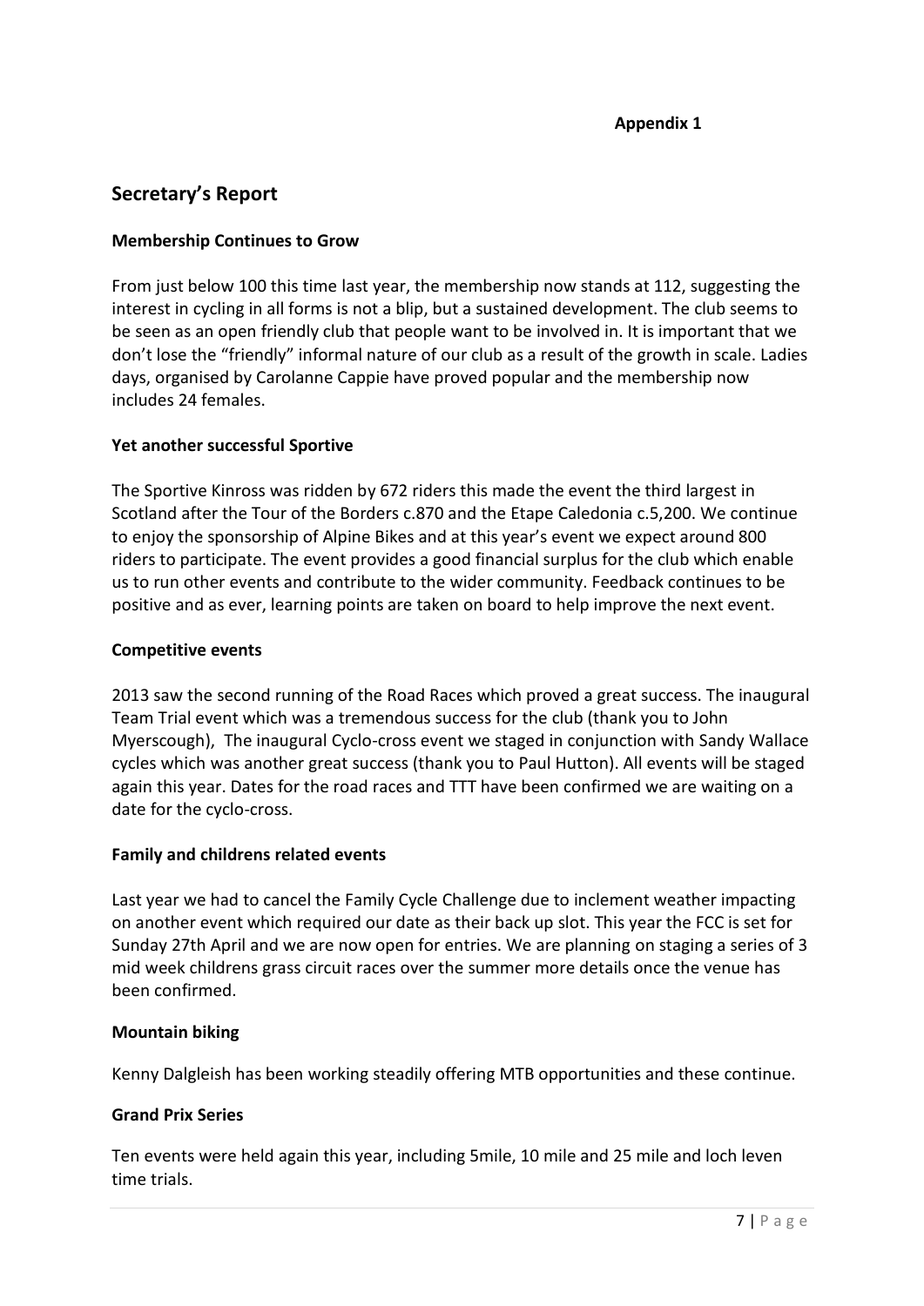**Appendix 1**

## Secretary's Report

### Membership Continues to Grow

From just below 100 this time last year, the membership now stands at 112, suggesting the interest in cycling in all forms is not a blip, but a sustained development. The club seems to be seen as an open friendly club that people want to be involved in. It is important that we don't lose the "friendly" informal nature of our club as a result of the growth in scale. Ladies days, organised by Carolanne Cappie have proved popular and the membership now includes 24 females.

### Yet another successful Sportive

The Sportive Kinross was ridden by 672 riders this made the event the third largest in Scotland after the Tour of the Borders c.870 and the Etape Caledonia c.5,200. We continue to enjoy the sponsorship of Alpine Bikes and at this year's event we expect around 800 riders to participate. The event provides a good financial surplus for the club which enable us to run other events and contribute to the wider community. Feedback continues to be positive and as ever, learning points are taken on board to help improve the next event.

### Competitive events

2013 saw the second running of the Road Races which proved a great success. The inaugural Team Trial event which was a tremendous success for the club (thank you to John Myerscough), The inaugural Cyclo-cross event we staged in conjunction with Sandy Wallace cycles which was another great success (thank you to Paul Hutton). All events will be staged again this year. Dates for the road races and TTT have been confirmed we are waiting on a date for the cyclo-cross.

### Family and childrens related events

Last year we had to cancel the Family Cycle Challenge due to inclement weather impacting on another event which required our date as their back up slot. This year the FCC is set for Sunday 27th April and we are now open for entries. We are planning on staging a series of 3 mid week childrens grass circuit races over the summer more details once the venue has been confirmed.

### Mountain biking

Kenny Dalgleish has been working steadily offering MTB opportunities and these continue.

### Grand Prix Series

Ten events were held again this year, including 5mile, 10 mile and 25 mile and loch leven time trials.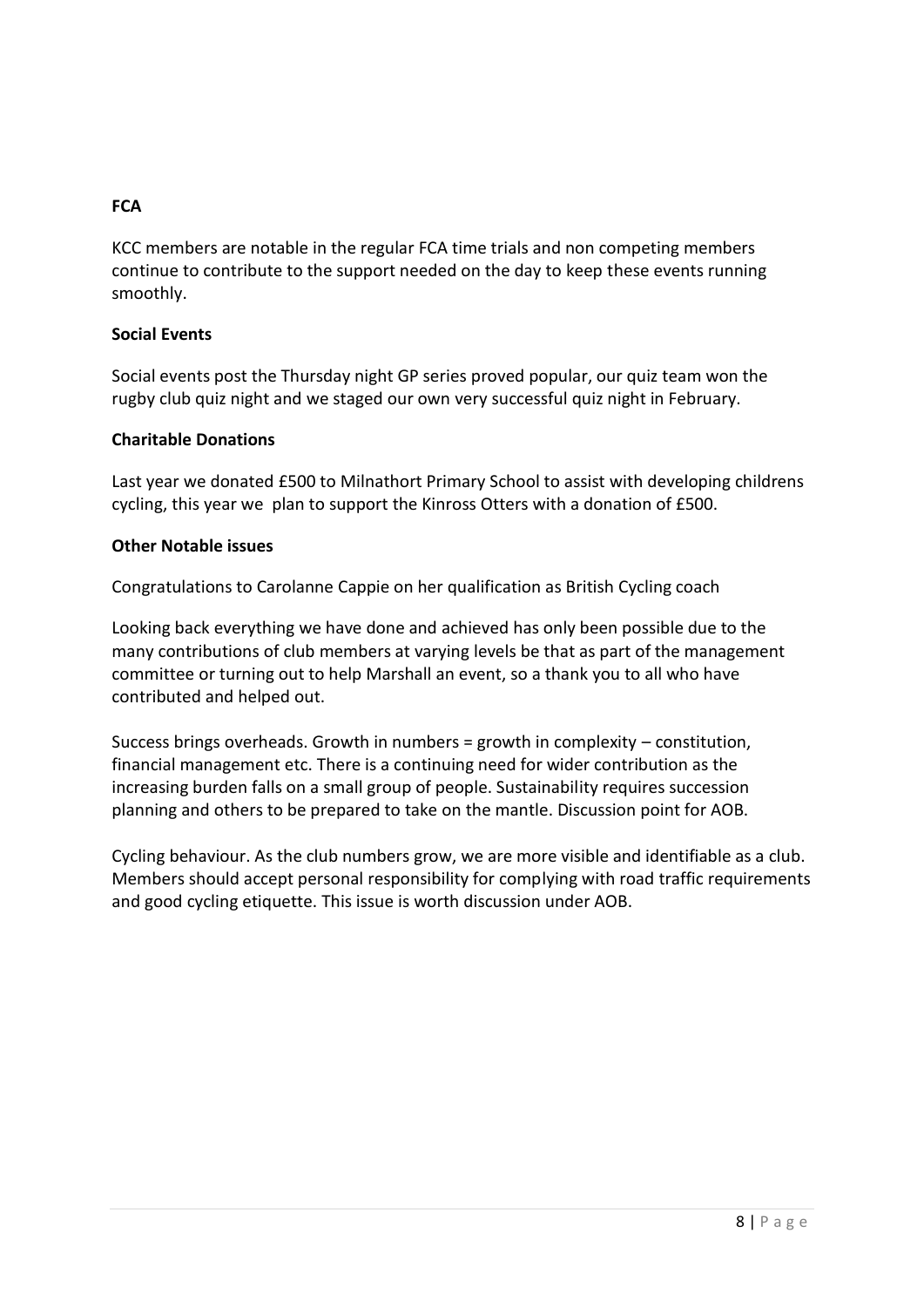**FCA**

KCC members are notable in the regular FCA time trials and non competing members continue to contribute to the support needed on the day to keep these events running smoothly.

**Social Events**

Social events post the Thursday night GP series proved popular, our quiz team won the rugby club quiz night and we staged our own very successful quiz night in February.

**Charitable Donations**

Last year we donated £500 to Milnathort Primary School to assist with developing childrens cycling, this year we  plan to support the Kinross Otters with a donation of £500.

**Other Notable issues**

Congratulations to Carolanne Cappie on her qualification as British Cycling coach

Looking back everything we have done and achieved has only been possible due to the many contributions of club members at varying levels be that as part of the management committee or turning out to help Marshall an event, so a thank you to all who have contributed and helped out.

Success brings overheads. Growth in numbers = growth in complexity – constitution, financial management etc. There is a continuing need for wider contribution as the increasing burden falls on a small group of people. Sustainability requires succession planning and others to be prepared to take on the mantle. Discussion point for AOB.

Cycling behaviour. As the club numbers grow, we are more visible and identifiable as a club. Members should accept personal responsibility for complying with road traffic requirements and good cycling etiquette. This issue is worth discussion under AOB.